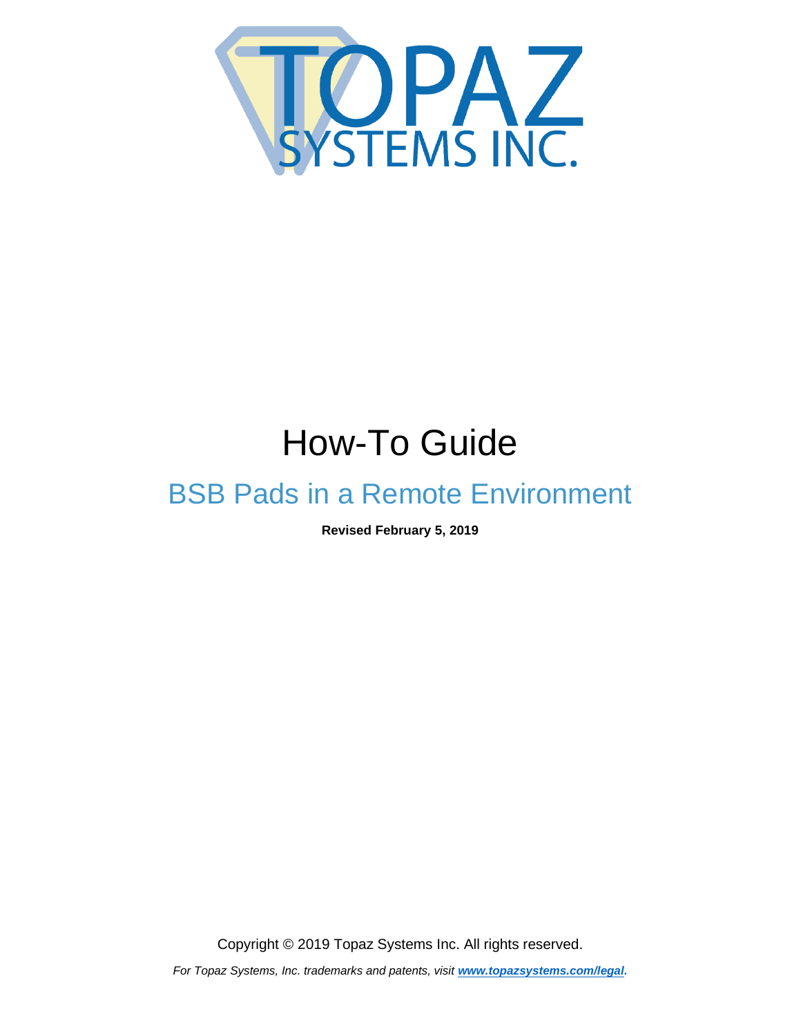# How-To Guide

## BSB Pads in a Remote Environment

**Revised February 5, 2019**

Copyright © 2019 Topaz Systems Inc. All rights reserved.

*For Topaz Systems, Inc. trademarks and patents, visit [www.topazsystems.com/legal](http://www.topazsystems.com/legal).*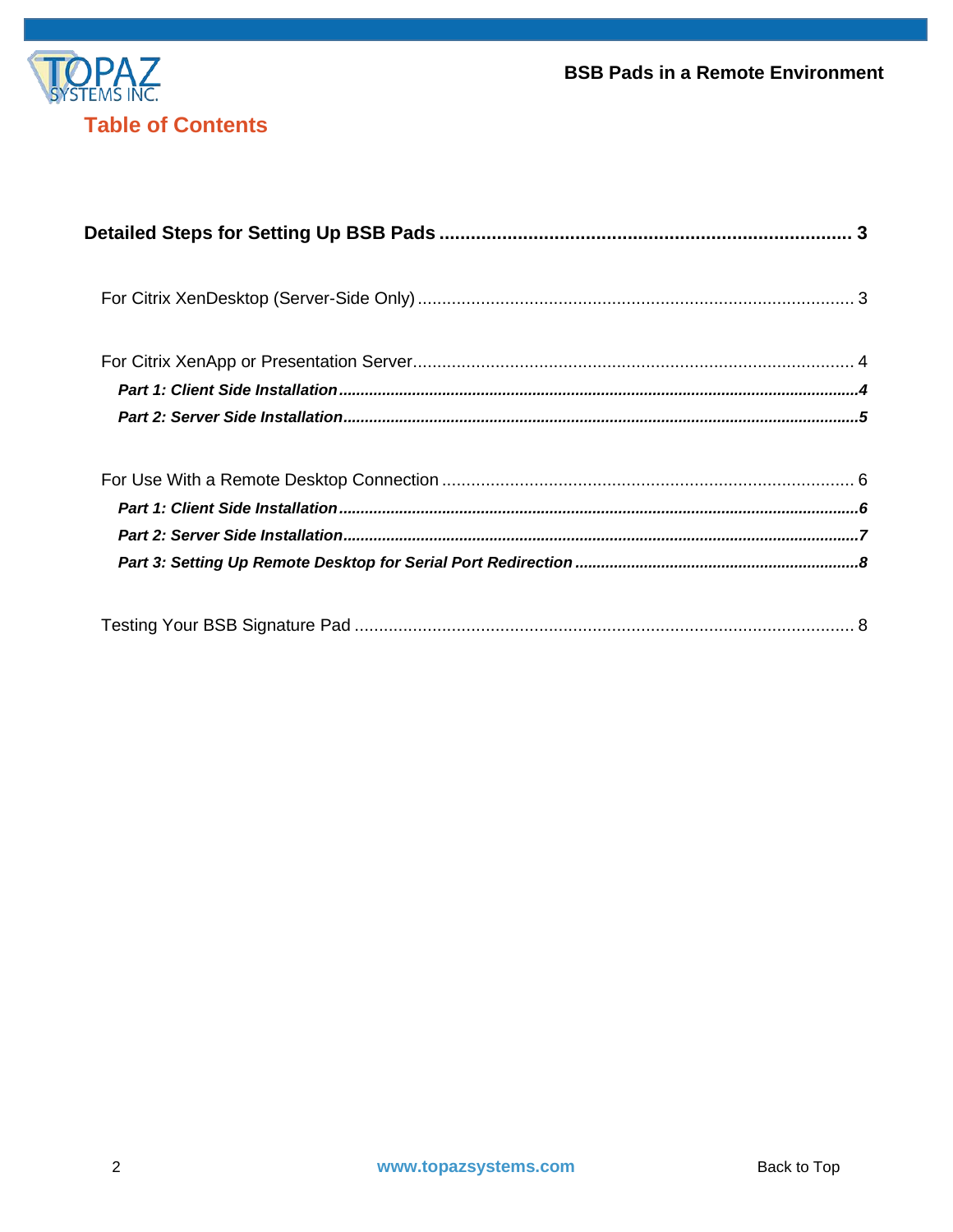# Table of Contents

**Detailed Steps for Setting Up BSB Pads** ............................................................................ **3**

For Citrix XenDesktop (Server-Side Only) ........................................................................ 3

For Citrix XenApp or Presentation Server.......................................................................... 4

***Part 1: Client Side Installation***.......................................................................................................***4***

***Part 2: Server Side Installation***......................................................................................................***5***

For Use With a Remote Desktop Connection .................................................................... 6

***Part 1: Client Side Installation***.......................................................................................................***6***

***Part 2: Server Side Installation***......................................................................................................***7***

***Part 3: Setting Up Remote Desktop for Serial Port Redirection***..................................................***8***

Testing Your BSB Signature Pad ...................................................................................... 8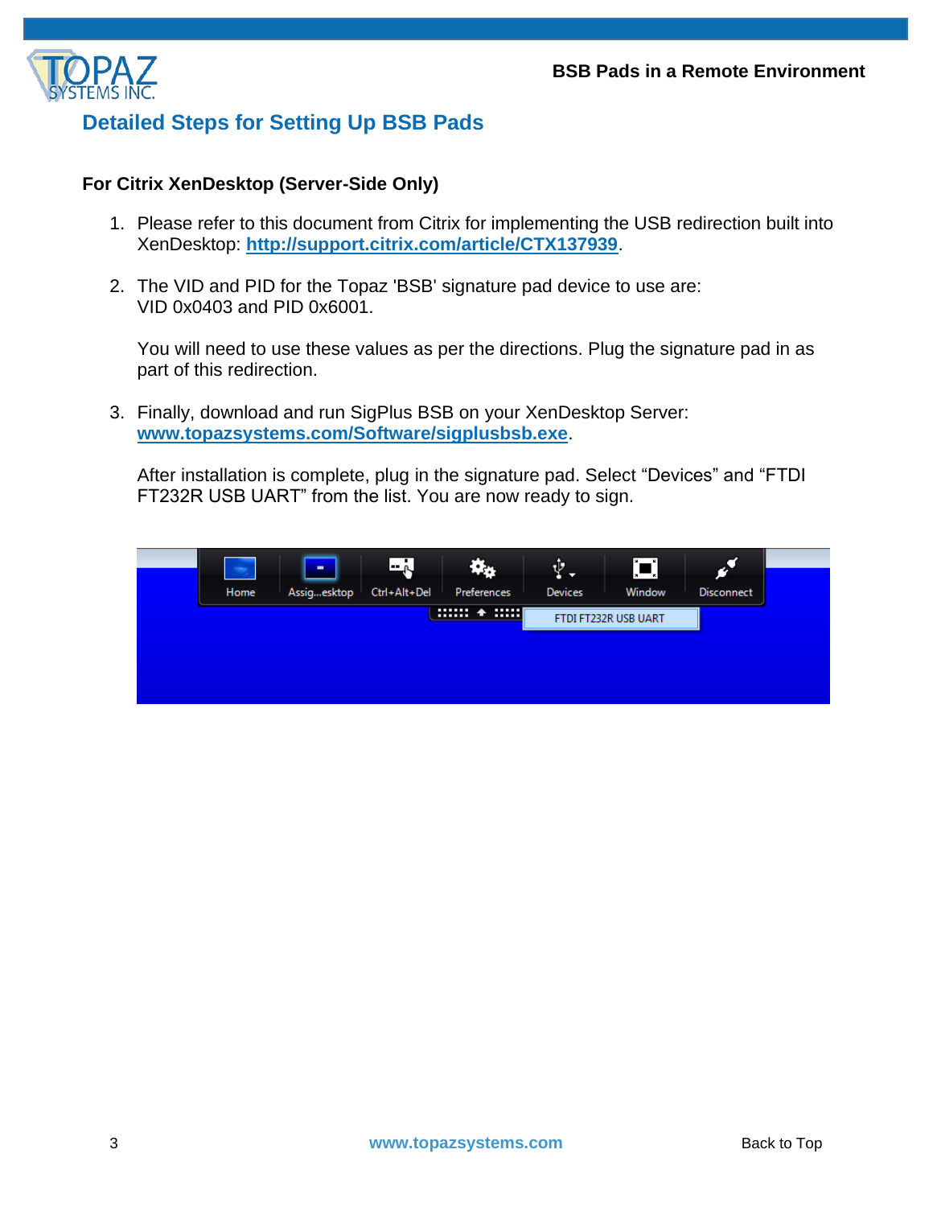## Detailed Steps for Setting Up BSB Pads

### For Citrix XenDesktop (Server-Side Only)

1. Please refer to this document from Citrix for implementing the USB redirection built into XenDesktop: **http://support.citrix.com/article/CTX137939**.

2. The VID and PID for the Topaz 'BSB' signature pad device to use are: VID 0x0403 and PID 0x6001.

   You will need to use these values as per the directions. Plug the signature pad in as part of this redirection.

3. Finally, download and run SigPlus BSB on your XenDesktop Server: **www.topazsystems.com/Software/sigplusbsb.exe**.

   After installation is complete, plug in the signature pad. Select “Devices” and “FTDI FT232R USB UART” from the list. You are now ready to sign.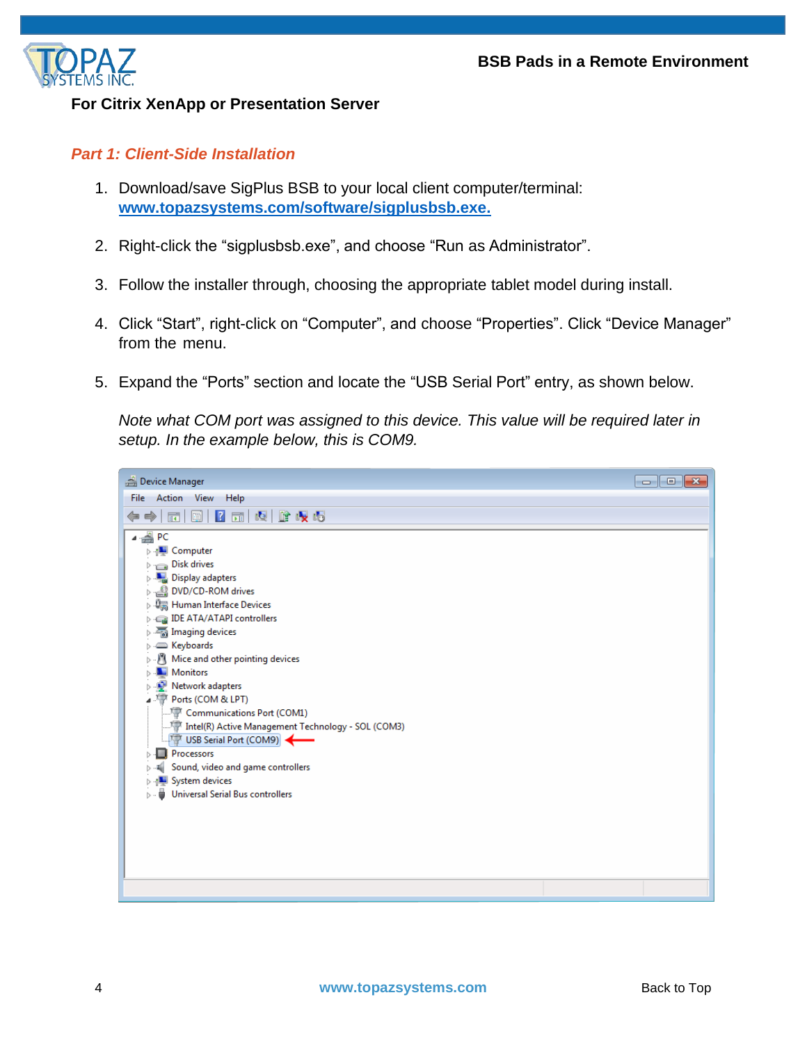## For Citrix XenApp or Presentation Server

### *Part 1: Client-Side Installation*

1. Download/save SigPlus BSB to your local client computer/terminal: [www.topazsystems.com/software/sigplusbsb.exe.](www.topazsystems.com/software/sigplusbsb.exe)

2. Right-click the “sigplusbsb.exe”, and choose “Run as Administrator”.

3. Follow the installer through, choosing the appropriate tablet model during install.

4. Click “Start”, right-click on “Computer”, and choose “Properties”. Click “Device Manager” from the menu.

5. Expand the “Ports” section and locate the “USB Serial Port” entry, as shown below.

   *Note what COM port was assigned to this device. This value will be required later in setup. In the example below, this is COM9.*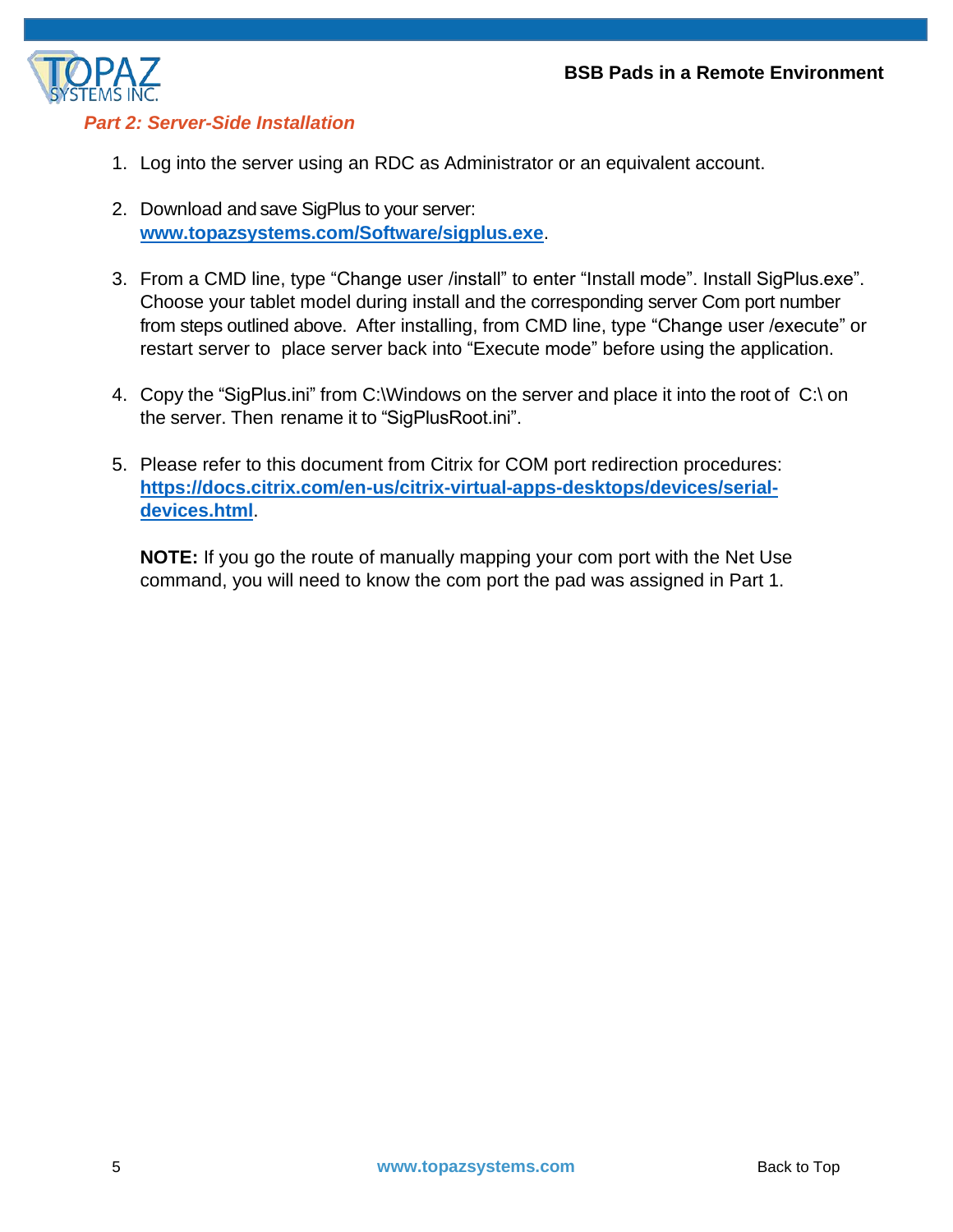*Part 2: Server-Side Installation*

1. Log into the server using an RDC as Administrator or an equivalent account.

2. Download and save SigPlus to your server: **[www.topazsystems.com/Software/sigplus.exe](http://www.topazsystems.com/Software/sigplus.exe)**.

3. From a CMD line, type "Change user /install" to enter "Install mode". Install SigPlus.exe". Choose your tablet model during install and the corresponding server Com port number from steps outlined above. After installing, from CMD line, type "Change user /execute" or restart server to place server back into "Execute mode" before using the application.

4. Copy the "SigPlus.ini" from C:\Windows on the server and place it into the root of C:\ on the server. Then rename it to "SigPlusRoot.ini".

5. Please refer to this document from Citrix for COM port redirection procedures: **[https://docs.citrix.com/en-us/citrix-virtual-apps-desktops/devices/serial-devices.html](https://docs.citrix.com/en-us/citrix-virtual-apps-desktops/devices/serial-devices.html)**.

   **NOTE:** If you go the route of manually mapping your com port with the Net Use command, you will need to know the com port the pad was assigned in Part 1.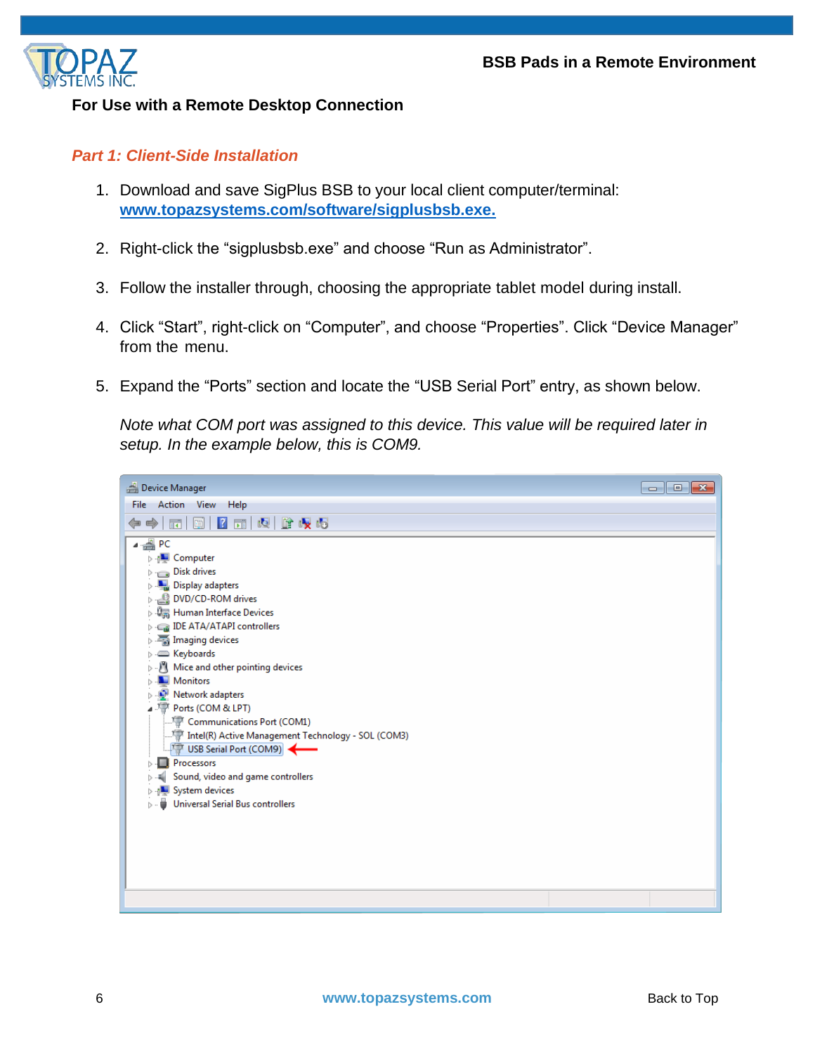**For Use with a Remote Desktop Connection**

## *Part 1: Client-Side Installation*

1. Download and save SigPlus BSB to your local client computer/terminal: [www.topazsystems.com/software/sigplusbsb.exe.](http://www.topazsystems.com/software/sigplusbsb.exe)

2. Right-click the "sigplusbsb.exe" and choose "Run as Administrator".

3. Follow the installer through, choosing the appropriate tablet model during install.

4. Click "Start", right-click on "Computer", and choose "Properties". Click "Device Manager" from the menu.

5. Expand the "Ports" section and locate the "USB Serial Port" entry, as shown below.

   *Note what COM port was assigned to this device. This value will be required later in setup. In the example below, this is COM9.*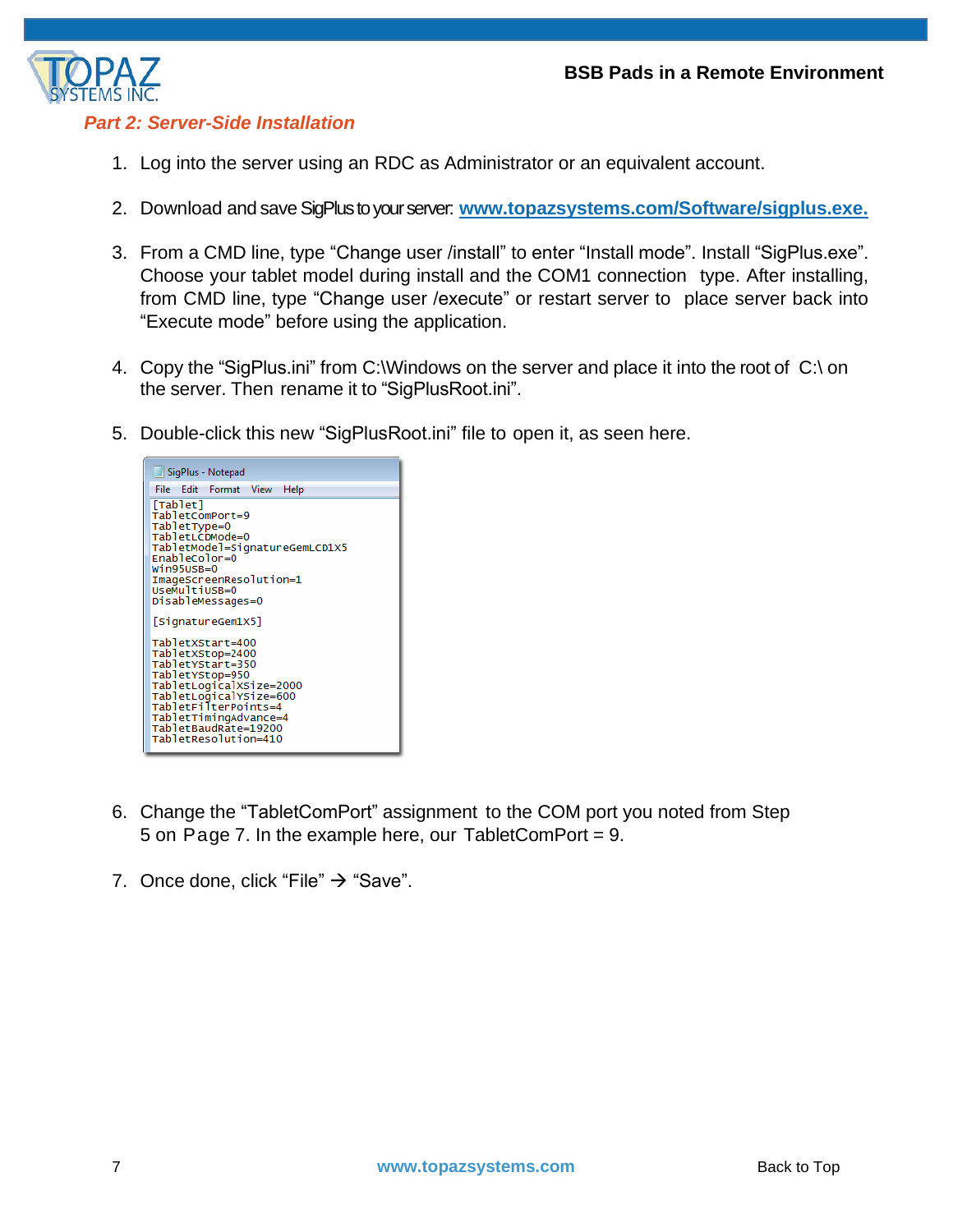## Part 2: Server-Side Installation

1. Log into the server using an RDC as Administrator or an equivalent account.

2. Download and save SigPlus to your server: [www.topazsystems.com/Software/sigplus.exe.](http://www.topazsystems.com/Software/sigplus.exe)

3. From a CMD line, type "Change user /install" to enter "Install mode". Install "SigPlus.exe". Choose your tablet model during install and the COM1 connection type. After installing, from CMD line, type "Change user /execute" or restart server to place server back into "Execute mode" before using the application.

4. Copy the "SigPlus.ini" from C:\Windows on the server and place it into the root of C:\ on the server. Then rename it to "SigPlusRoot.ini".

5. Double-click this new "SigPlusRoot.ini" file to open it, as seen here.

```
SigPlus - Notepad
File  Edit  Format  View  Help
[Tablet]
TabletComPort=9
TabletType=0
TabletLCDMode=0
TabletModel=SignatureGemLCD1X5
EnableColor=0
Win95USB=0
ImageScreenResolution=1
UseMultiUSB=0
DisableMessages=0

[SignatureGem1X5]

TabletXStart=400
TabletXStop=2400
TabletYStart=350
TabletYStop=950
TabletLogicalXSize=2000
TabletLogicalYSize=600
TabletFilterPoints=4
TabletTimingAdvance=4
TabletBaudRate=19200
TabletResolution=410
```

6. Change the "TabletComPort" assignment to the COM port you noted from Step 5 on Page 7. In the example here, our TabletComPort = 9.

7. Once done, click "File" → "Save".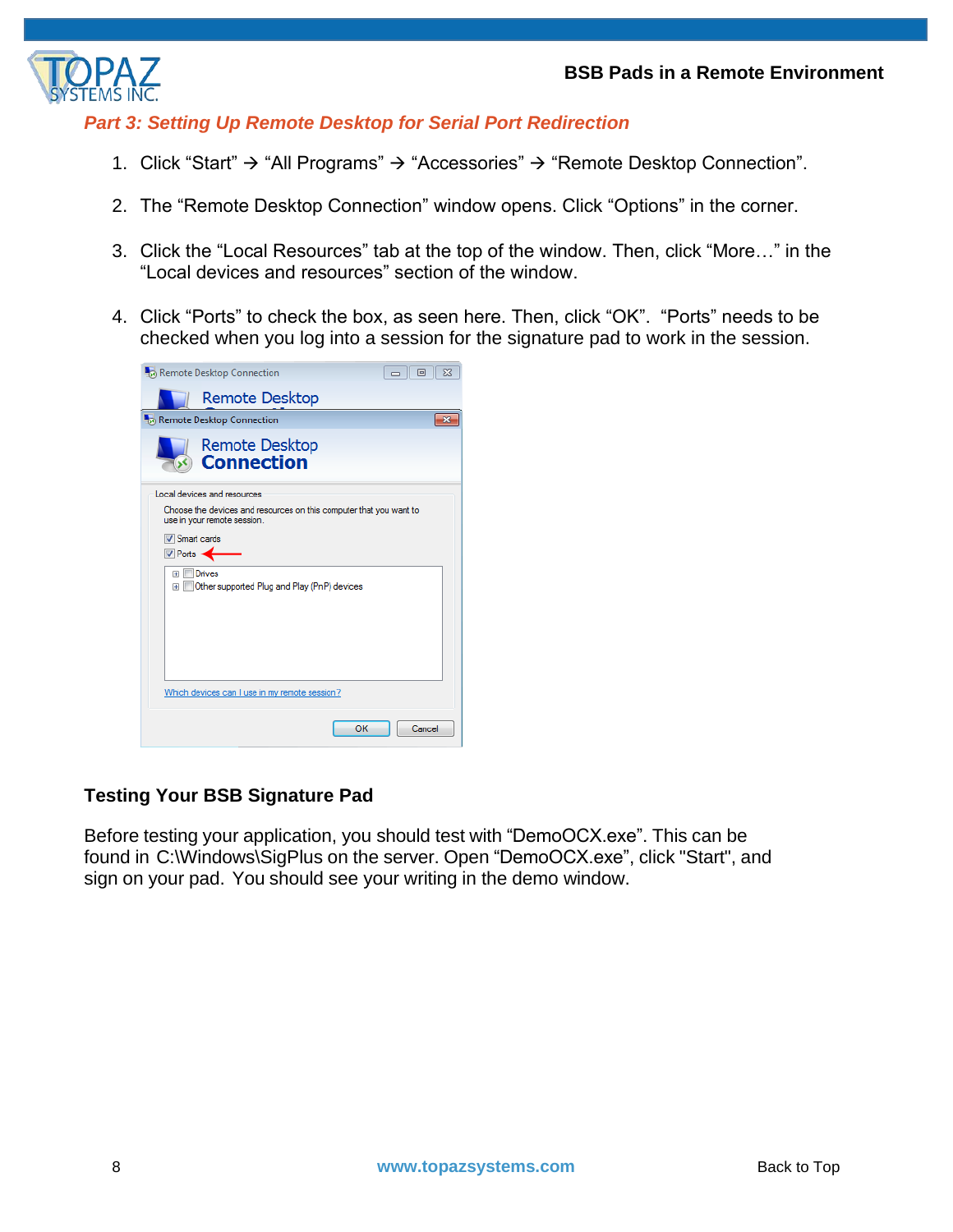## *Part 3: Setting Up Remote Desktop for Serial Port Redirection*

1. Click “Start” → “All Programs” → “Accessories” → “Remote Desktop Connection”.
2. The “Remote Desktop Connection” window opens. Click “Options” in the corner.
3. Click the “Local Resources” tab at the top of the window. Then, click “More…” in the “Local devices and resources” section of the window.
4. Click “Ports” to check the box, as seen here. Then, click “OK”. “Ports” needs to be checked when you log into a session for the signature pad to work in the session.

**Testing Your BSB Signature Pad**

Before testing your application, you should test with “DemoOCX.exe”. This can be found in C:\Windows\SigPlus on the server. Open “DemoOCX.exe”, click "Start", and sign on your pad. You should see your writing in the demo window.